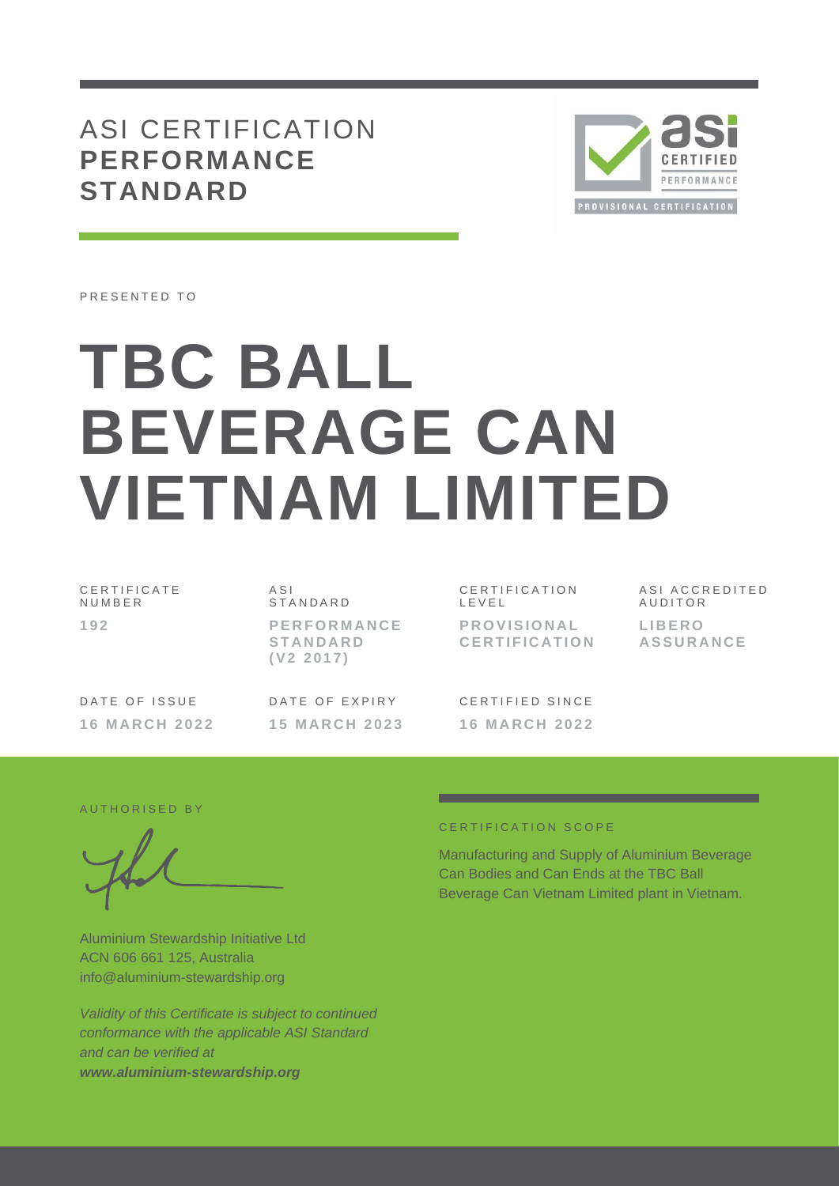# ASI CERTIFICATION **PERFORMANCE STANDARD**

PRESENTED TO

# TBC BALL BEVERAGE CAN VIETNAM LIMITED

| CERTIFICATE NUMBER | ASI STANDARD | CERTIFICATION LEVEL | ASI ACCREDITED AUDITOR |
|---|---|---|---|
| **192** | **PERFORMANCE STANDARD (V2 2017)** | **PROVISIONAL CERTIFICATION** | **LIBERO ASSURANCE** |

| DATE OF ISSUE | DATE OF EXPIRY | CERTIFIED SINCE |
|---|---|---|
| **16 MARCH 2022** | **15 MARCH 2023** | **16 MARCH 2022** |

AUTHORISED BY

Aluminium Stewardship Initiative Ltd
ACN 606 661 125, Australia
info@aluminium-stewardship.org

*Validity of this Certificate is subject to continued conformance with the applicable ASI Standard and can be verified at* ***www.aluminium-stewardship.org***

CERTIFICATION SCOPE

Manufacturing and Supply of Aluminium Beverage Can Bodies and Can Ends at the TBC Ball Beverage Can Vietnam Limited plant in Vietnam.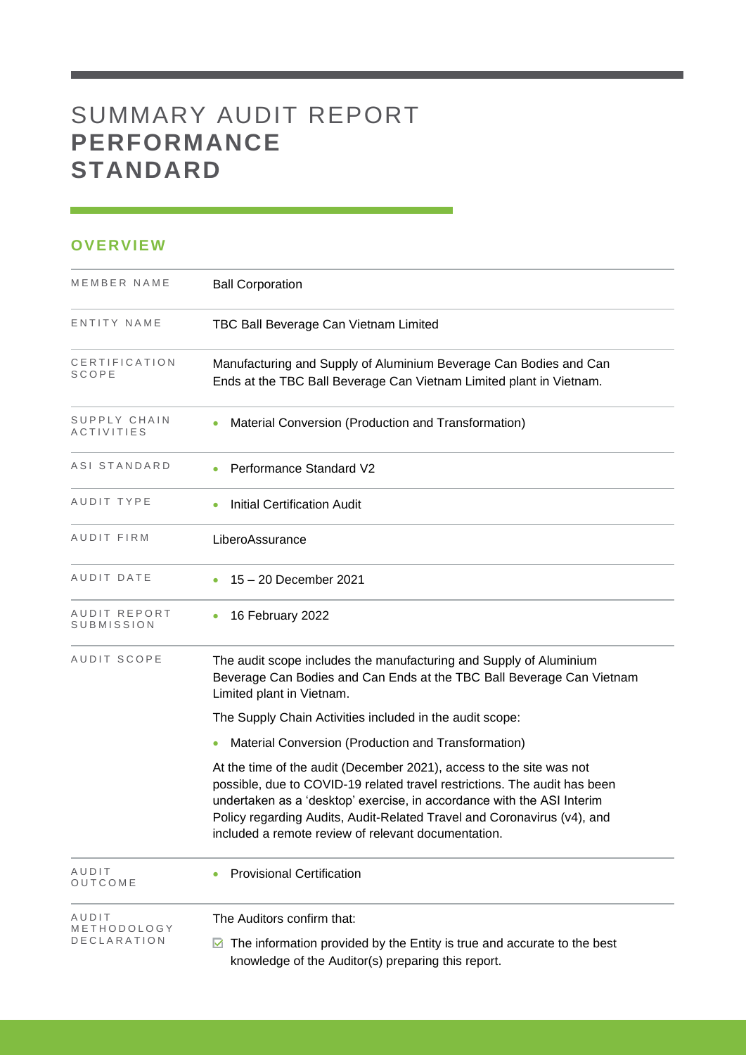# SUMMARY AUDIT REPORT **PERFORMANCE STANDARD**

## OVERVIEW

| | |
|---|---|
| MEMBER NAME | Ball Corporation |
| ENTITY NAME | TBC Ball Beverage Can Vietnam Limited |
| CERTIFICATION SCOPE | Manufacturing and Supply of Aluminium Beverage Can Bodies and Can Ends at the TBC Ball Beverage Can Vietnam Limited plant in Vietnam. |
| SUPPLY CHAIN ACTIVITIES | • Material Conversion (Production and Transformation) |
| ASI STANDARD | • Performance Standard V2 |
| AUDIT TYPE | • Initial Certification Audit |
| AUDIT FIRM | LiberoAssurance |
| AUDIT DATE | • 15 – 20 December 2021 |
| AUDIT REPORT SUBMISSION | • 16 February 2022 |
| AUDIT SCOPE | The audit scope includes the manufacturing and Supply of Aluminium Beverage Can Bodies and Can Ends at the TBC Ball Beverage Can Vietnam Limited plant in Vietnam.<br><br>The Supply Chain Activities included in the audit scope:<br><br>• Material Conversion (Production and Transformation)<br><br>At the time of the audit (December 2021), access to the site was not possible, due to COVID-19 related travel restrictions. The audit has been undertaken as a 'desktop' exercise, in accordance with the ASI Interim Policy regarding Audits, Audit-Related Travel and Coronavirus (v4), and included a remote review of relevant documentation. |
| AUDIT OUTCOME | • Provisional Certification |
| AUDIT METHODOLOGY DECLARATION | The Auditors confirm that:<br><br>☑ The information provided by the Entity is true and accurate to the best knowledge of the Auditor(s) preparing this report. |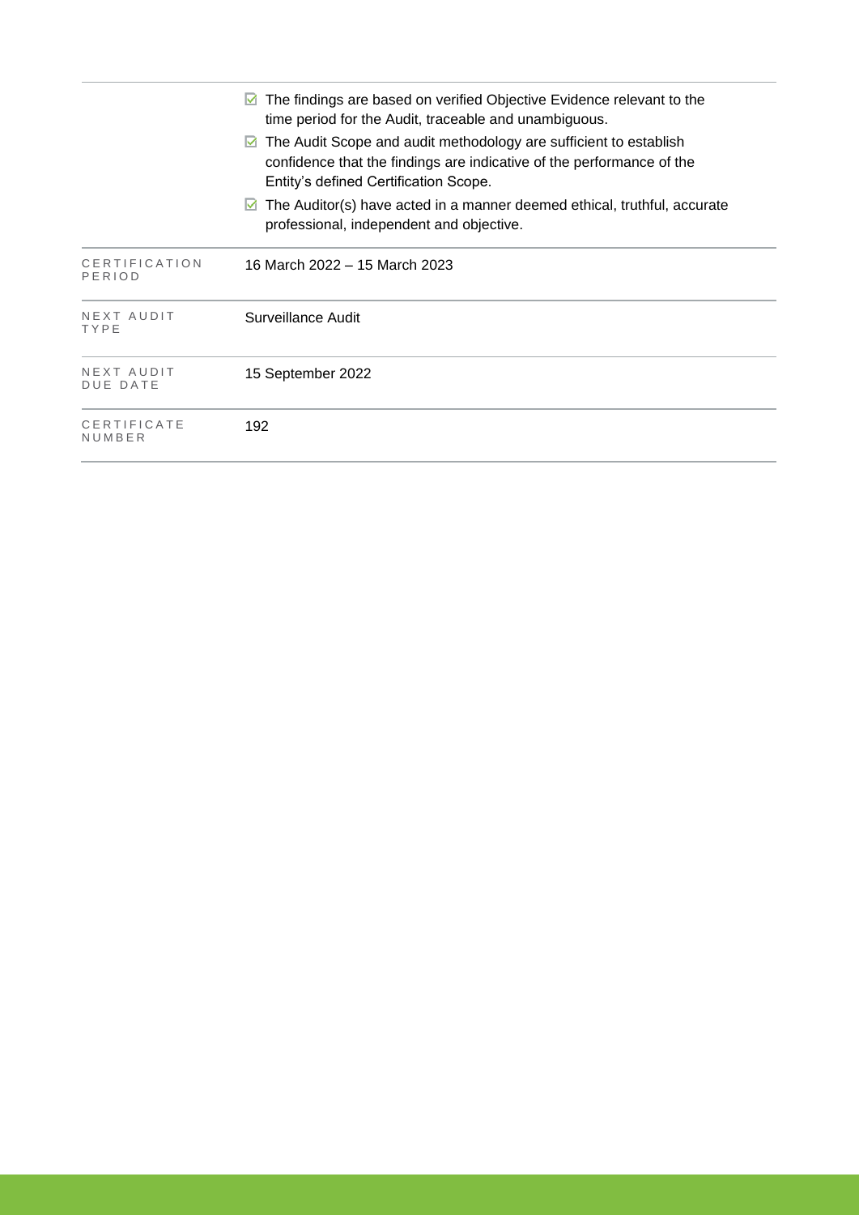|  |  |
| --- | --- |
|  | ☑ The findings are based on verified Objective Evidence relevant to the time period for the Audit, traceable and unambiguous.<br>☑ The Audit Scope and audit methodology are sufficient to establish confidence that the findings are indicative of the performance of the Entity's defined Certification Scope.<br>☑ The Auditor(s) have acted in a manner deemed ethical, truthful, accurate professional, independent and objective. |
| CERTIFICATION PERIOD | 16 March 2022 – 15 March 2023 |
| NEXT AUDIT TYPE | Surveillance Audit |
| NEXT AUDIT DUE DATE | 15 September 2022 |
| CERTIFICATE NUMBER | 192 |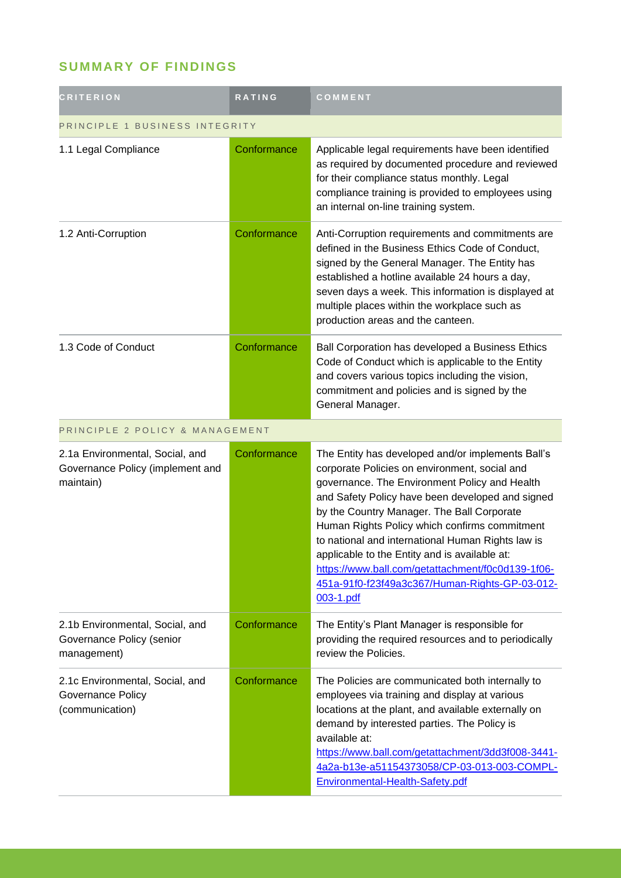## SUMMARY OF FINDINGS

| CRITERION | RATING | COMMENT |
|---|---|---|
| PRINCIPLE 1 BUSINESS INTEGRITY | | |
| 1.1 Legal Compliance | Conformance | Applicable legal requirements have been identified as required by documented procedure and reviewed for their compliance status monthly. Legal compliance training is provided to employees using an internal on-line training system. |
| 1.2 Anti-Corruption | Conformance | Anti-Corruption requirements and commitments are defined in the Business Ethics Code of Conduct, signed by the General Manager. The Entity has established a hotline available 24 hours a day, seven days a week. This information is displayed at multiple places within the workplace such as production areas and the canteen. |
| 1.3 Code of Conduct | Conformance | Ball Corporation has developed a Business Ethics Code of Conduct which is applicable to the Entity and covers various topics including the vision, commitment and policies and is signed by the General Manager. |
| PRINCIPLE 2 POLICY & MANAGEMENT | | |
| 2.1a Environmental, Social, and Governance Policy (implement and maintain) | Conformance | The Entity has developed and/or implements Ball's corporate Policies on environment, social and governance. The Environment Policy and Health and Safety Policy have been developed and signed by the Country Manager. The Ball Corporate Human Rights Policy which confirms commitment to national and international Human Rights law is applicable to the Entity and is available at: https://www.ball.com/getattachment/f0c0d139-1f06-451a-91f0-f23f49a3c367/Human-Rights-GP-03-012-003-1.pdf |
| 2.1b Environmental, Social, and Governance Policy (senior management) | Conformance | The Entity's Plant Manager is responsible for providing the required resources and to periodically review the Policies. |
| 2.1c Environmental, Social, and Governance Policy (communication) | Conformance | The Policies are communicated both internally to employees via training and display at various locations at the plant, and available externally on demand by interested parties. The Policy is available at: https://www.ball.com/getattachment/3dd3f008-3441-4a2a-b13e-a51154373058/CP-03-013-003-COMPL-Environmental-Health-Safety.pdf |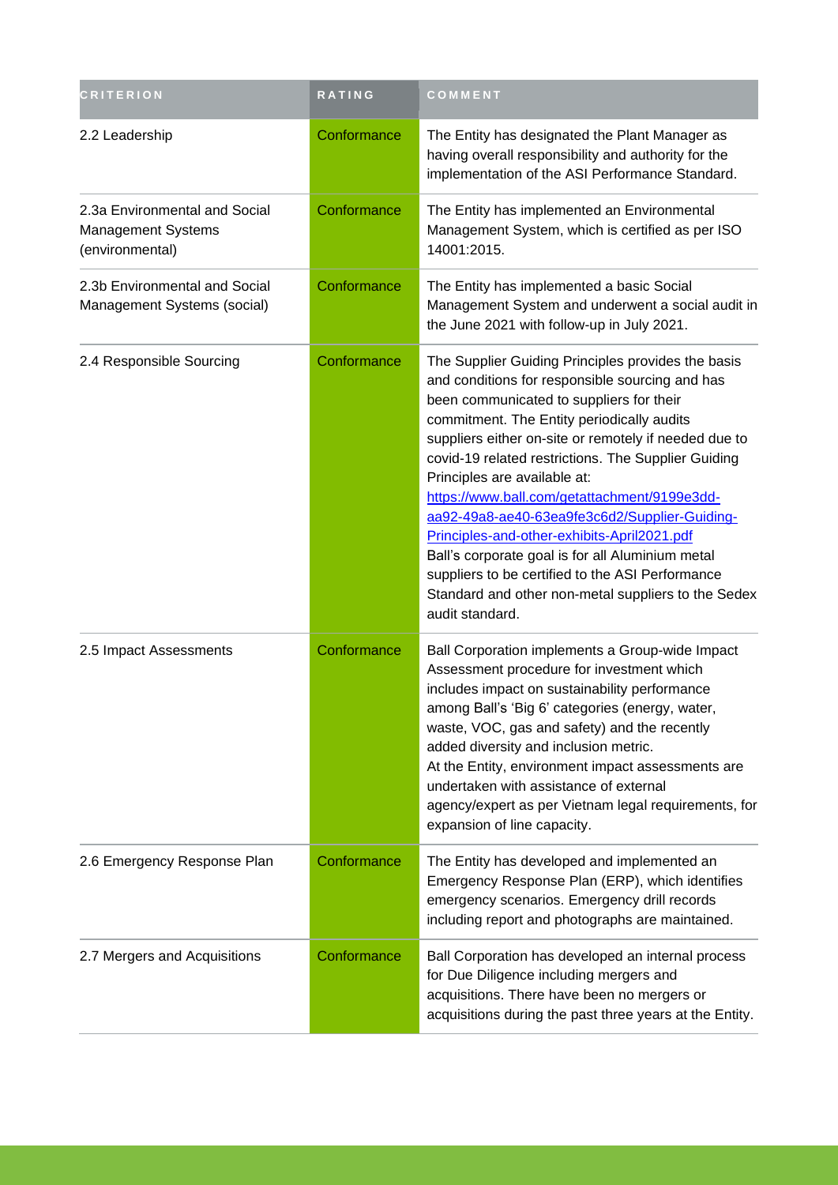| CRITERION | RATING | COMMENT |
|---|---|---|
| 2.2 Leadership | Conformance | The Entity has designated the Plant Manager as having overall responsibility and authority for the implementation of the ASI Performance Standard. |
| 2.3a Environmental and Social Management Systems (environmental) | Conformance | The Entity has implemented an Environmental Management System, which is certified as per ISO 14001:2015. |
| 2.3b Environmental and Social Management Systems (social) | Conformance | The Entity has implemented a basic Social Management System and underwent a social audit in the June 2021 with follow-up in July 2021. |
| 2.4 Responsible Sourcing | Conformance | The Supplier Guiding Principles provides the basis and conditions for responsible sourcing and has been communicated to suppliers for their commitment. The Entity periodically audits suppliers either on-site or remotely if needed due to covid-19 related restrictions. The Supplier Guiding Principles are available at: [https://www.ball.com/getattachment/9199e3dd-aa92-49a8-ae40-63ea9fe3c6d2/Supplier-Guiding-Principles-and-other-exhibits-April2021.pdf](https://www.ball.com/getattachment/9199e3dd-aa92-49a8-ae40-63ea9fe3c6d2/Supplier-Guiding-Principles-and-other-exhibits-April2021.pdf) Ball's corporate goal is for all Aluminium metal suppliers to be certified to the ASI Performance Standard and other non-metal suppliers to the Sedex audit standard. |
| 2.5 Impact Assessments | Conformance | Ball Corporation implements a Group-wide Impact Assessment procedure for investment which includes impact on sustainability performance among Ball's 'Big 6' categories (energy, water, waste, VOC, gas and safety) and the recently added diversity and inclusion metric. At the Entity, environment impact assessments are undertaken with assistance of external agency/expert as per Vietnam legal requirements, for expansion of line capacity. |
| 2.6 Emergency Response Plan | Conformance | The Entity has developed and implemented an Emergency Response Plan (ERP), which identifies emergency scenarios. Emergency drill records including report and photographs are maintained. |
| 2.7 Mergers and Acquisitions | Conformance | Ball Corporation has developed an internal process for Due Diligence including mergers and acquisitions. There have been no mergers or acquisitions during the past three years at the Entity. |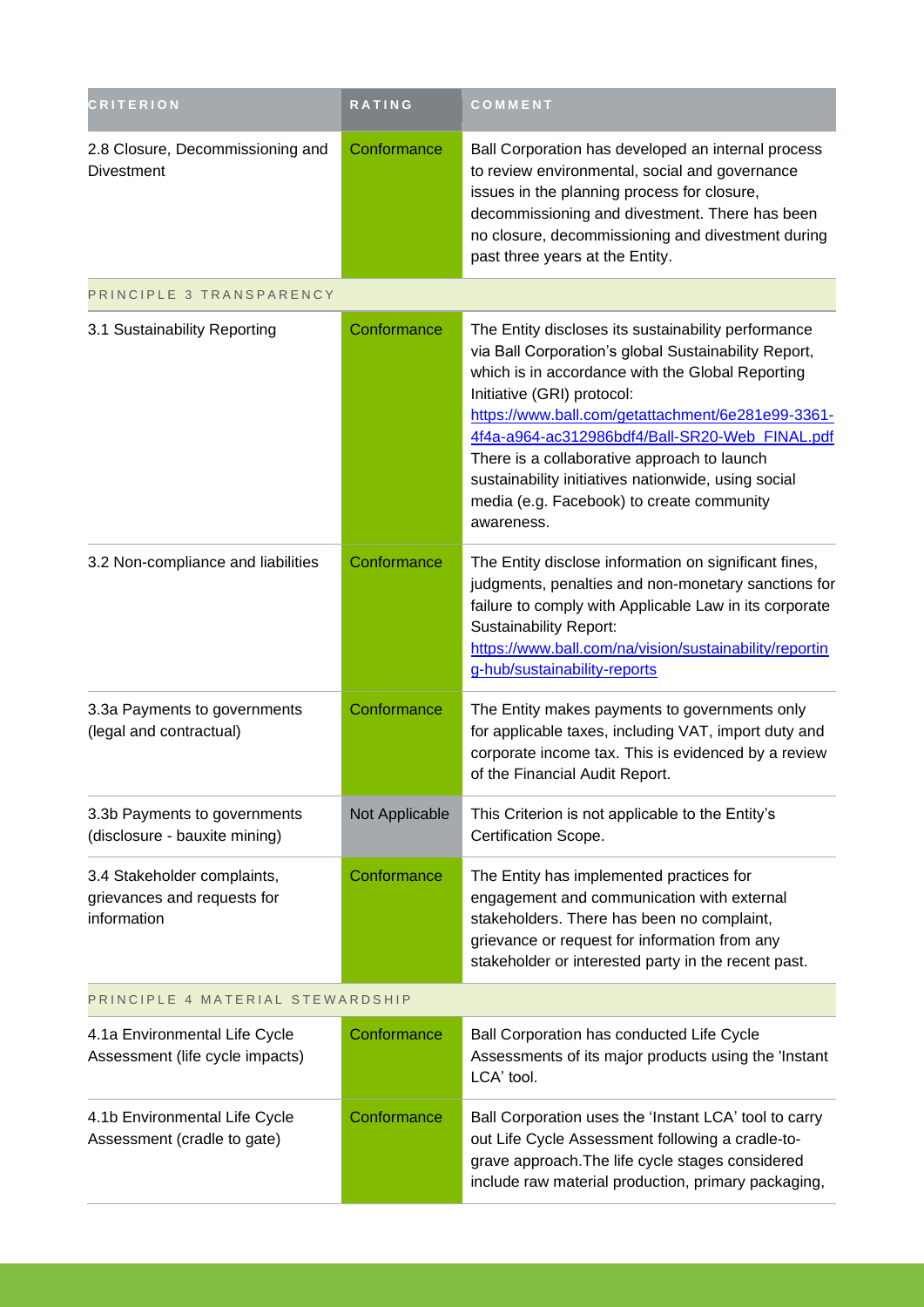| CRITERION | RATING | COMMENT |
|---|---|---|
| 2.8 Closure, Decommissioning and Divestment | Conformance | Ball Corporation has developed an internal process to review environmental, social and governance issues in the planning process for closure, decommissioning and divestment. There has been no closure, decommissioning and divestment during past three years at the Entity. |
| PRINCIPLE 3 TRANSPARENCY | | |
| 3.1 Sustainability Reporting | Conformance | The Entity discloses its sustainability performance via Ball Corporation's global Sustainability Report, which is in accordance with the Global Reporting Initiative (GRI) protocol: https://www.ball.com/getattachment/6e281e99-3361-4f4a-a964-ac312986bdf4/Ball-SR20-Web_FINAL.pdf There is a collaborative approach to launch sustainability initiatives nationwide, using social media (e.g. Facebook) to create community awareness. |
| 3.2 Non-compliance and liabilities | Conformance | The Entity disclose information on significant fines, judgments, penalties and non-monetary sanctions for failure to comply with Applicable Law in its corporate Sustainability Report: https://www.ball.com/na/vision/sustainability/reporting-hub/sustainability-reports |
| 3.3a Payments to governments (legal and contractual) | Conformance | The Entity makes payments to governments only for applicable taxes, including VAT, import duty and corporate income tax. This is evidenced by a review of the Financial Audit Report. |
| 3.3b Payments to governments (disclosure - bauxite mining) | Not Applicable | This Criterion is not applicable to the Entity's Certification Scope. |
| 3.4 Stakeholder complaints, grievances and requests for information | Conformance | The Entity has implemented practices for engagement and communication with external stakeholders. There has been no complaint, grievance or request for information from any stakeholder or interested party in the recent past. |
| PRINCIPLE 4 MATERIAL STEWARDSHIP | | |
| 4.1a Environmental Life Cycle Assessment (life cycle impacts) | Conformance | Ball Corporation has conducted Life Cycle Assessments of its major products using the 'Instant LCA' tool. |
| 4.1b Environmental Life Cycle Assessment (cradle to gate) | Conformance | Ball Corporation uses the 'Instant LCA' tool to carry out Life Cycle Assessment following a cradle-to-grave approach.The life cycle stages considered include raw material production, primary packaging, |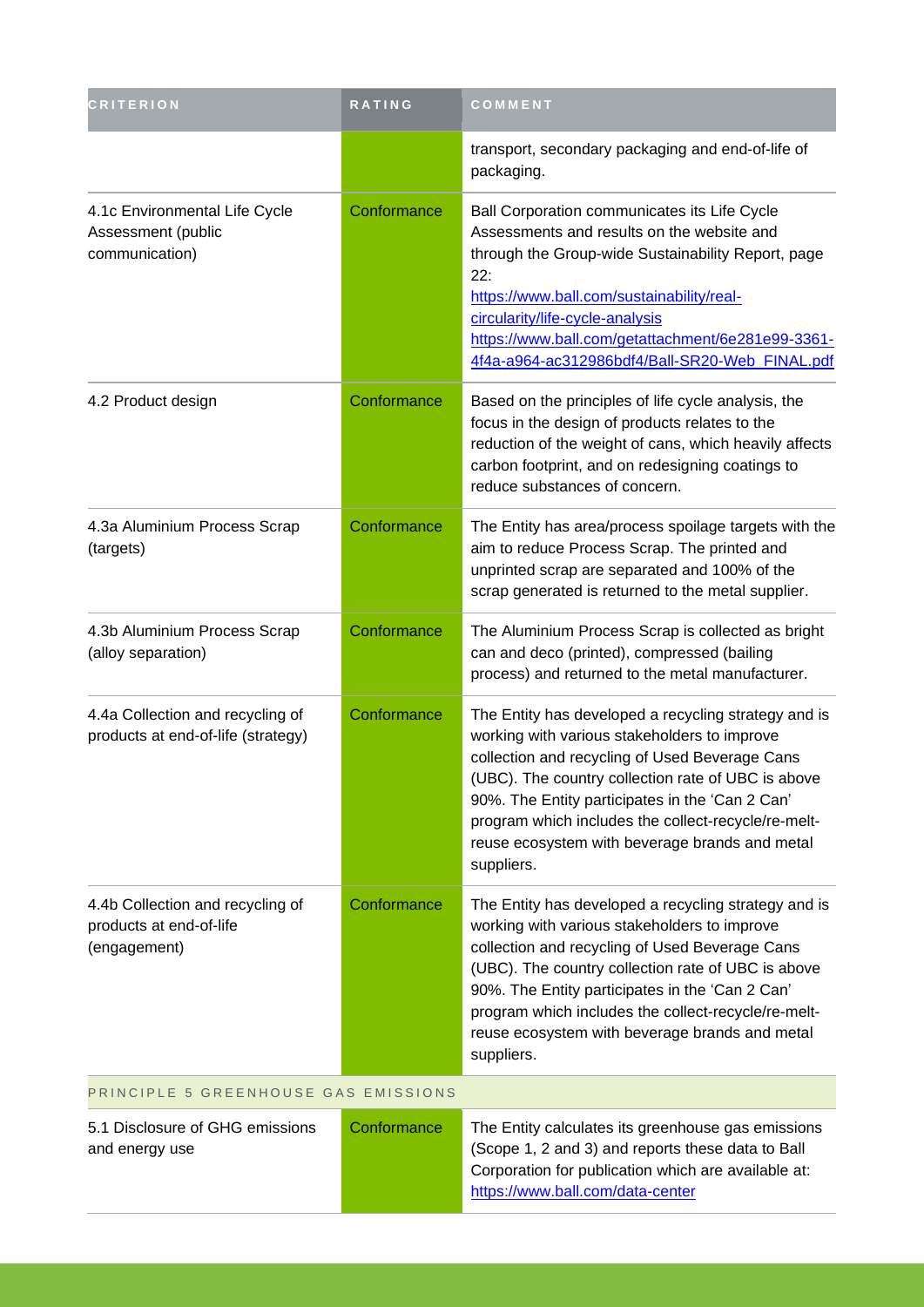| CRITERION | RATING | COMMENT |
| --- | --- | --- |
| | | transport, secondary packaging and end-of-life of packaging. |
| 4.1c Environmental Life Cycle Assessment (public communication) | Conformance | Ball Corporation communicates its Life Cycle Assessments and results on the website and through the Group-wide Sustainability Report, page 22: https://www.ball.com/sustainability/real-circularity/life-cycle-analysis https://www.ball.com/getattachment/6e281e99-3361-4f4a-a964-ac312986bdf4/Ball-SR20-Web_FINAL.pdf |
| 4.2 Product design | Conformance | Based on the principles of life cycle analysis, the focus in the design of products relates to the reduction of the weight of cans, which heavily affects carbon footprint, and on redesigning coatings to reduce substances of concern. |
| 4.3a Aluminium Process Scrap (targets) | Conformance | The Entity has area/process spoilage targets with the aim to reduce Process Scrap. The printed and unprinted scrap are separated and 100% of the scrap generated is returned to the metal supplier. |
| 4.3b Aluminium Process Scrap (alloy separation) | Conformance | The Aluminium Process Scrap is collected as bright can and deco (printed), compressed (bailing process) and returned to the metal manufacturer. |
| 4.4a Collection and recycling of products at end-of-life (strategy) | Conformance | The Entity has developed a recycling strategy and is working with various stakeholders to improve collection and recycling of Used Beverage Cans (UBC). The country collection rate of UBC is above 90%. The Entity participates in the 'Can 2 Can' program which includes the collect-recycle/re-melt-reuse ecosystem with beverage brands and metal suppliers. |
| 4.4b Collection and recycling of products at end-of-life (engagement) | Conformance | The Entity has developed a recycling strategy and is working with various stakeholders to improve collection and recycling of Used Beverage Cans (UBC). The country collection rate of UBC is above 90%. The Entity participates in the 'Can 2 Can' program which includes the collect-recycle/re-melt-reuse ecosystem with beverage brands and metal suppliers. |
| PRINCIPLE 5 GREENHOUSE GAS EMISSIONS | | |
| 5.1 Disclosure of GHG emissions and energy use | Conformance | The Entity calculates its greenhouse gas emissions (Scope 1, 2 and 3) and reports these data to Ball Corporation for publication which are available at: https://www.ball.com/data-center |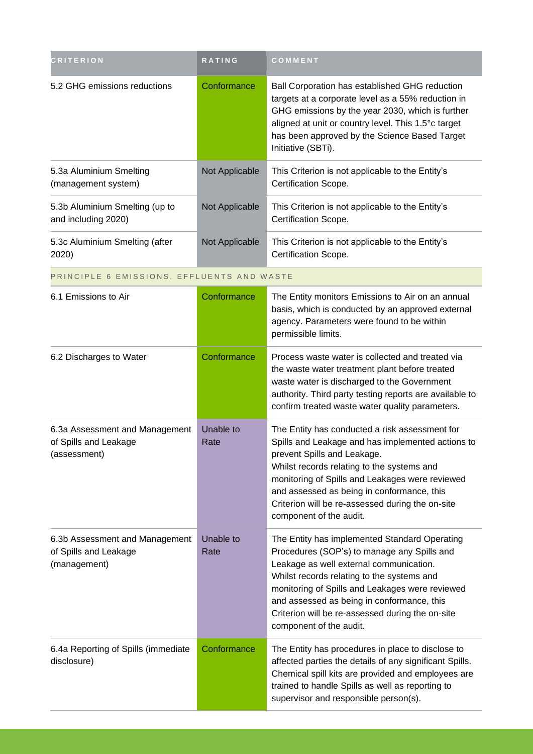| CRITERION | RATING | COMMENT |
| --- | --- | --- |
| 5.2 GHG emissions reductions | Conformance | Ball Corporation has established GHG reduction targets at a corporate level as a 55% reduction in GHG emissions by the year 2030, which is further aligned at unit or country level. This 1.5°c target has been approved by the Science Based Target Initiative (SBTi). |
| 5.3a Aluminium Smelting (management system) | Not Applicable | This Criterion is not applicable to the Entity's Certification Scope. |
| 5.3b Aluminium Smelting (up to and including 2020) | Not Applicable | This Criterion is not applicable to the Entity's Certification Scope. |
| 5.3c Aluminium Smelting (after 2020) | Not Applicable | This Criterion is not applicable to the Entity's Certification Scope. |
| PRINCIPLE 6 EMISSIONS, EFFLUENTS AND WASTE | | |
| 6.1 Emissions to Air | Conformance | The Entity monitors Emissions to Air on an annual basis, which is conducted by an approved external agency. Parameters were found to be within permissible limits. |
| 6.2 Discharges to Water | Conformance | Process waste water is collected and treated via the waste water treatment plant before treated waste water is discharged to the Government authority. Third party testing reports are available to confirm treated waste water quality parameters. |
| 6.3a Assessment and Management of Spills and Leakage (assessment) | Unable to Rate | The Entity has conducted a risk assessment for Spills and Leakage and has implemented actions to prevent Spills and Leakage.<br>Whilst records relating to the systems and monitoring of Spills and Leakages were reviewed and assessed as being in conformance, this Criterion will be re-assessed during the on-site component of the audit. |
| 6.3b Assessment and Management of Spills and Leakage (management) | Unable to Rate | The Entity has implemented Standard Operating Procedures (SOP's) to manage any Spills and Leakage as well external communication.<br>Whilst records relating to the systems and monitoring of Spills and Leakages were reviewed and assessed as being in conformance, this Criterion will be re-assessed during the on-site component of the audit. |
| 6.4a Reporting of Spills (immediate disclosure) | Conformance | The Entity has procedures in place to disclose to affected parties the details of any significant Spills. Chemical spill kits are provided and employees are trained to handle Spills as well as reporting to supervisor and responsible person(s). |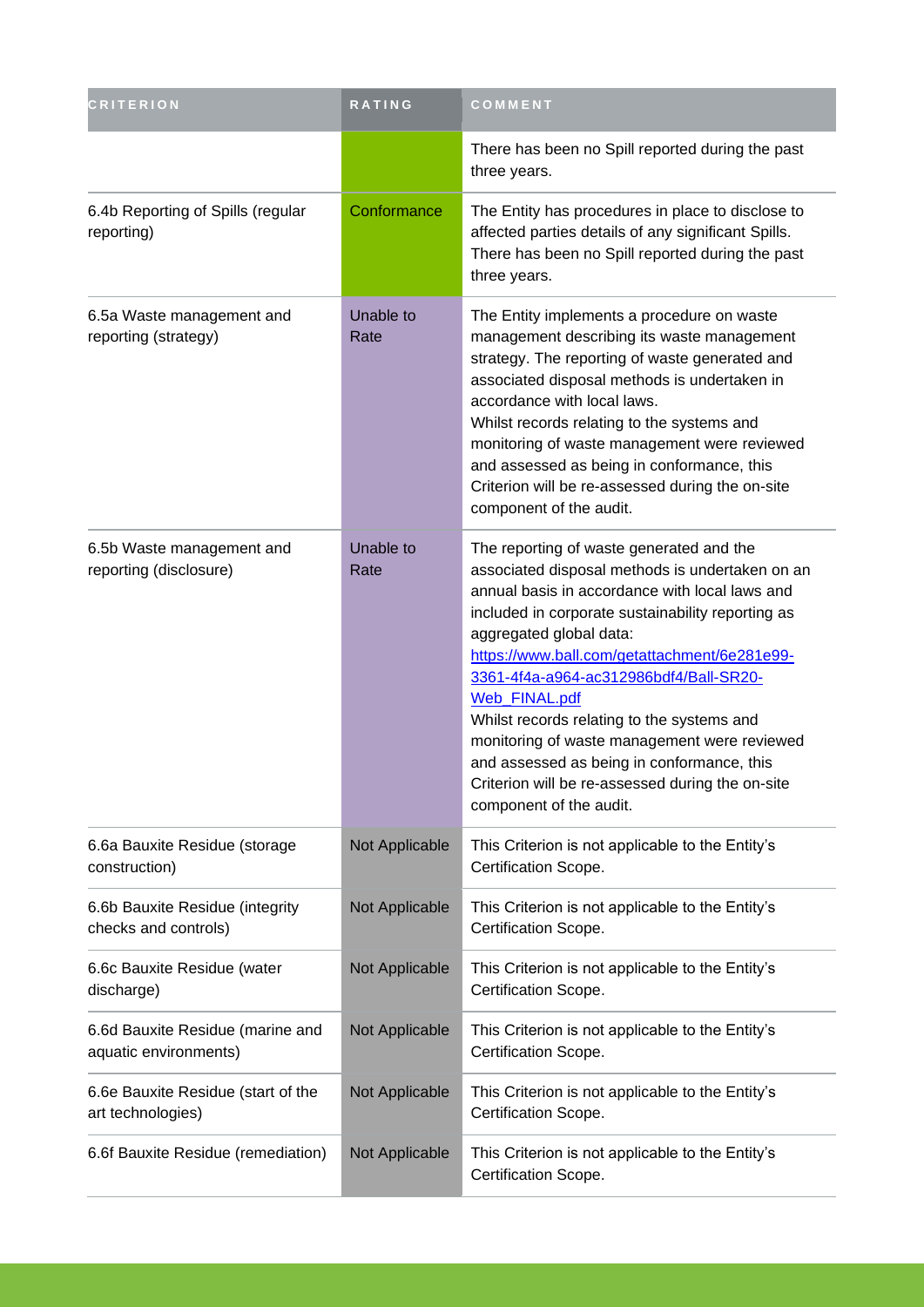| CRITERION | RATING | COMMENT |
| --- | --- | --- |
| | | There has been no Spill reported during the past three years. |
| 6.4b Reporting of Spills (regular reporting) | Conformance | The Entity has procedures in place to disclose to affected parties details of any significant Spills. There has been no Spill reported during the past three years. |
| 6.5a Waste management and reporting (strategy) | Unable to Rate | The Entity implements a procedure on waste management describing its waste management strategy. The reporting of waste generated and associated disposal methods is undertaken in accordance with local laws.<br>Whilst records relating to the systems and monitoring of waste management were reviewed and assessed as being in conformance, this Criterion will be re-assessed during the on-site component of the audit. |
| 6.5b Waste management and reporting (disclosure) | Unable to Rate | The reporting of waste generated and the associated disposal methods is undertaken on an annual basis in accordance with local laws and included in corporate sustainability reporting as aggregated global data:<br>[https://www.ball.com/getattachment/6e281e99-3361-4f4a-a964-ac312986bdf4/Ball-SR20-Web_FINAL.pdf](https://www.ball.com/getattachment/6e281e99-3361-4f4a-a964-ac312986bdf4/Ball-SR20-Web_FINAL.pdf)<br>Whilst records relating to the systems and monitoring of waste management were reviewed and assessed as being in conformance, this Criterion will be re-assessed during the on-site component of the audit. |
| 6.6a Bauxite Residue (storage construction) | Not Applicable | This Criterion is not applicable to the Entity's Certification Scope. |
| 6.6b Bauxite Residue (integrity checks and controls) | Not Applicable | This Criterion is not applicable to the Entity's Certification Scope. |
| 6.6c Bauxite Residue (water discharge) | Not Applicable | This Criterion is not applicable to the Entity's Certification Scope. |
| 6.6d Bauxite Residue (marine and aquatic environments) | Not Applicable | This Criterion is not applicable to the Entity's Certification Scope. |
| 6.6e Bauxite Residue (start of the art technologies) | Not Applicable | This Criterion is not applicable to the Entity's Certification Scope. |
| 6.6f Bauxite Residue (remediation) | Not Applicable | This Criterion is not applicable to the Entity's Certification Scope. |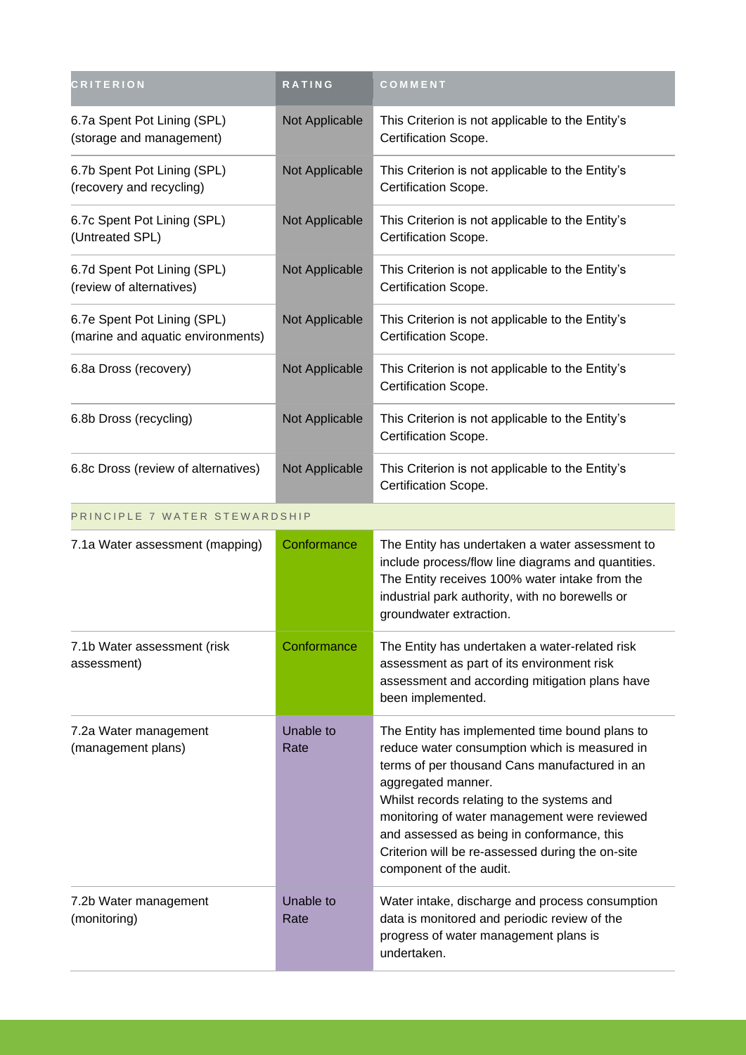| CRITERION | RATING | COMMENT |
|---|---|---|
| 6.7a Spent Pot Lining (SPL) (storage and management) | Not Applicable | This Criterion is not applicable to the Entity's Certification Scope. |
| 6.7b Spent Pot Lining (SPL) (recovery and recycling) | Not Applicable | This Criterion is not applicable to the Entity's Certification Scope. |
| 6.7c Spent Pot Lining (SPL) (Untreated SPL) | Not Applicable | This Criterion is not applicable to the Entity's Certification Scope. |
| 6.7d Spent Pot Lining (SPL) (review of alternatives) | Not Applicable | This Criterion is not applicable to the Entity's Certification Scope. |
| 6.7e Spent Pot Lining (SPL) (marine and aquatic environments) | Not Applicable | This Criterion is not applicable to the Entity's Certification Scope. |
| 6.8a Dross (recovery) | Not Applicable | This Criterion is not applicable to the Entity's Certification Scope. |
| 6.8b Dross (recycling) | Not Applicable | This Criterion is not applicable to the Entity's Certification Scope. |
| 6.8c Dross (review of alternatives) | Not Applicable | This Criterion is not applicable to the Entity's Certification Scope. |
| PRINCIPLE 7 WATER STEWARDSHIP | | |
| 7.1a Water assessment (mapping) | Conformance | The Entity has undertaken a water assessment to include process/flow line diagrams and quantities. The Entity receives 100% water intake from the industrial park authority, with no borewells or groundwater extraction. |
| 7.1b Water assessment (risk assessment) | Conformance | The Entity has undertaken a water-related risk assessment as part of its environment risk assessment and according mitigation plans have been implemented. |
| 7.2a Water management (management plans) | Unable to Rate | The Entity has implemented time bound plans to reduce water consumption which is measured in terms of per thousand Cans manufactured in an aggregated manner.<br>Whilst records relating to the systems and monitoring of water management were reviewed and assessed as being in conformance, this Criterion will be re-assessed during the on-site component of the audit. |
| 7.2b Water management (monitoring) | Unable to Rate | Water intake, discharge and process consumption data is monitored and periodic review of the progress of water management plans is undertaken. |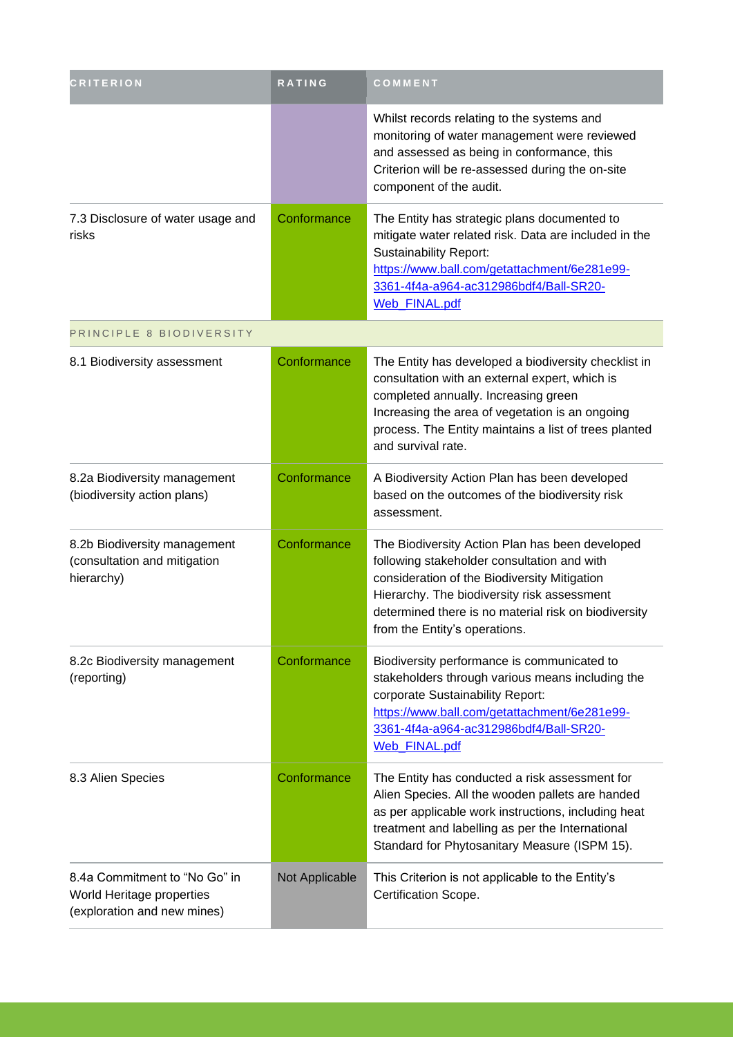| CRITERION | RATING | COMMENT |
|---|---|---|
| | | Whilst records relating to the systems and monitoring of water management were reviewed and assessed as being in conformance, this Criterion will be re-assessed during the on-site component of the audit. |
| 7.3 Disclosure of water usage and risks | Conformance | The Entity has strategic plans documented to mitigate water related risk. Data are included in the Sustainability Report: https://www.ball.com/getattachment/6e281e99-3361-4f4a-a964-ac312986bdf4/Ball-SR20-Web_FINAL.pdf |
| PRINCIPLE 8 BIODIVERSITY | | |
| 8.1 Biodiversity assessment | Conformance | The Entity has developed a biodiversity checklist in consultation with an external expert, which is completed annually. Increasing green Increasing the area of vegetation is an ongoing process. The Entity maintains a list of trees planted and survival rate. |
| 8.2a Biodiversity management (biodiversity action plans) | Conformance | A Biodiversity Action Plan has been developed based on the outcomes of the biodiversity risk assessment. |
| 8.2b Biodiversity management (consultation and mitigation hierarchy) | Conformance | The Biodiversity Action Plan has been developed following stakeholder consultation and with consideration of the Biodiversity Mitigation Hierarchy. The biodiversity risk assessment determined there is no material risk on biodiversity from the Entity's operations. |
| 8.2c Biodiversity management (reporting) | Conformance | Biodiversity performance is communicated to stakeholders through various means including the corporate Sustainability Report: https://www.ball.com/getattachment/6e281e99-3361-4f4a-a964-ac312986bdf4/Ball-SR20-Web_FINAL.pdf |
| 8.3 Alien Species | Conformance | The Entity has conducted a risk assessment for Alien Species. All the wooden pallets are handed as per applicable work instructions, including heat treatment and labelling as per the International Standard for Phytosanitary Measure (ISPM 15). |
| 8.4a Commitment to "No Go" in World Heritage properties (exploration and new mines) | Not Applicable | This Criterion is not applicable to the Entity's Certification Scope. |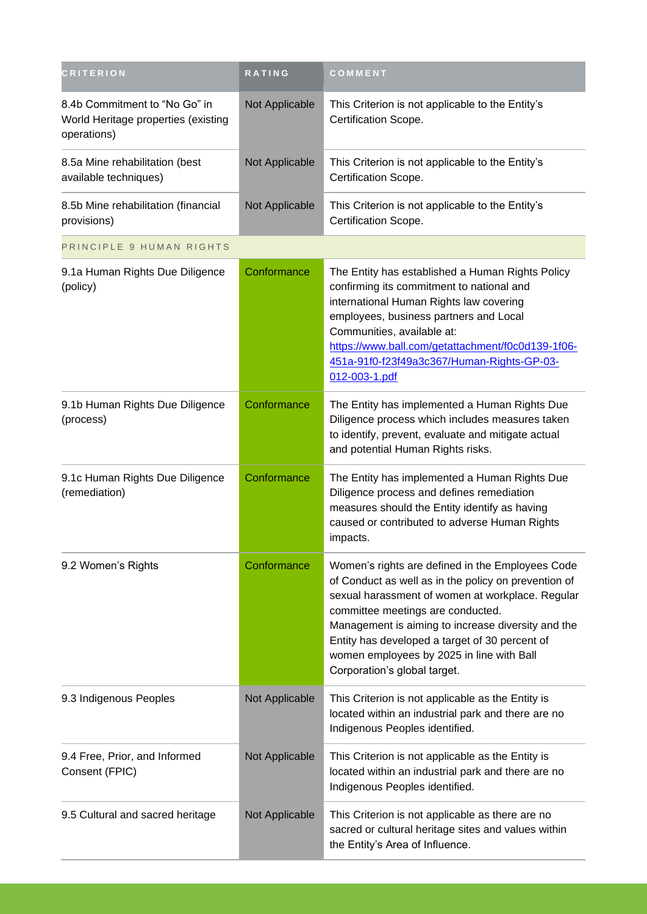| CRITERION | RATING | COMMENT |
| --- | --- | --- |
| 8.4b Commitment to "No Go" in World Heritage properties (existing operations) | Not Applicable | This Criterion is not applicable to the Entity's Certification Scope. |
| 8.5a Mine rehabilitation (best available techniques) | Not Applicable | This Criterion is not applicable to the Entity's Certification Scope. |
| 8.5b Mine rehabilitation (financial provisions) | Not Applicable | This Criterion is not applicable to the Entity's Certification Scope. |
| PRINCIPLE 9 HUMAN RIGHTS | | |
| 9.1a Human Rights Due Diligence (policy) | Conformance | The Entity has established a Human Rights Policy confirming its commitment to national and international Human Rights law covering employees, business partners and Local Communities, available at: https://www.ball.com/getattachment/f0c0d139-1f06-451a-91f0-f23f49a3c367/Human-Rights-GP-03-012-003-1.pdf |
| 9.1b Human Rights Due Diligence (process) | Conformance | The Entity has implemented a Human Rights Due Diligence process which includes measures taken to identify, prevent, evaluate and mitigate actual and potential Human Rights risks. |
| 9.1c Human Rights Due Diligence (remediation) | Conformance | The Entity has implemented a Human Rights Due Diligence process and defines remediation measures should the Entity identify as having caused or contributed to adverse Human Rights impacts. |
| 9.2 Women's Rights | Conformance | Women's rights are defined in the Employees Code of Conduct as well as in the policy on prevention of sexual harassment of women at workplace. Regular committee meetings are conducted. Management is aiming to increase diversity and the Entity has developed a target of 30 percent of women employees by 2025 in line with Ball Corporation's global target. |
| 9.3 Indigenous Peoples | Not Applicable | This Criterion is not applicable as the Entity is located within an industrial park and there are no Indigenous Peoples identified. |
| 9.4 Free, Prior, and Informed Consent (FPIC) | Not Applicable | This Criterion is not applicable as the Entity is located within an industrial park and there are no Indigenous Peoples identified. |
| 9.5 Cultural and sacred heritage | Not Applicable | This Criterion is not applicable as there are no sacred or cultural heritage sites and values within the Entity's Area of Influence. |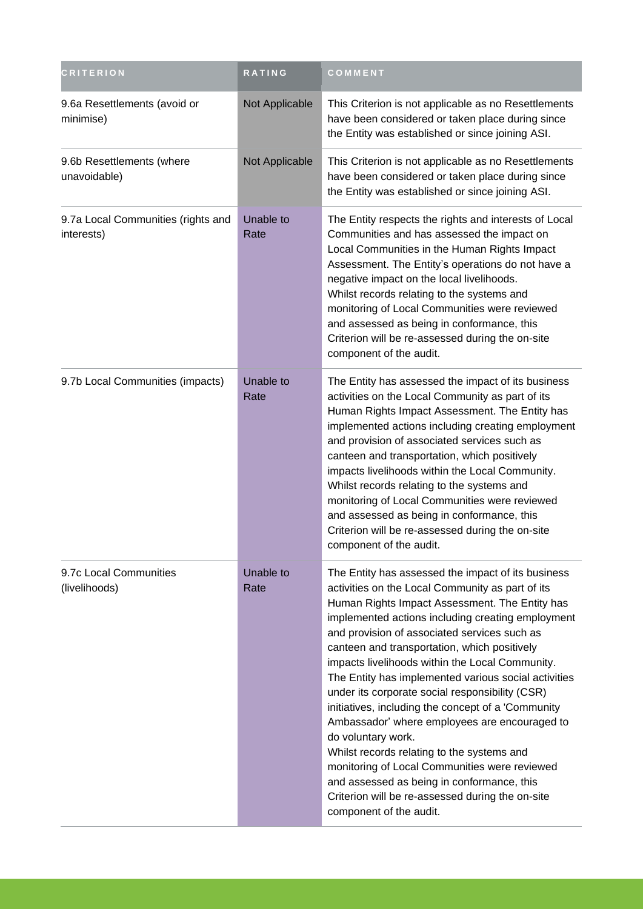| CRITERION | RATING | COMMENT |
| --- | --- | --- |
| 9.6a Resettlements (avoid or minimise) | Not Applicable | This Criterion is not applicable as no Resettlements have been considered or taken place during since the Entity was established or since joining ASI. |
| 9.6b Resettlements (where unavoidable) | Not Applicable | This Criterion is not applicable as no Resettlements have been considered or taken place during since the Entity was established or since joining ASI. |
| 9.7a Local Communities (rights and interests) | Unable to Rate | The Entity respects the rights and interests of Local Communities and has assessed the impact on Local Communities in the Human Rights Impact Assessment. The Entity's operations do not have a negative impact on the local livelihoods.<br>Whilst records relating to the systems and monitoring of Local Communities were reviewed and assessed as being in conformance, this Criterion will be re-assessed during the on-site component of the audit. |
| 9.7b Local Communities (impacts) | Unable to Rate | The Entity has assessed the impact of its business activities on the Local Community as part of its Human Rights Impact Assessment. The Entity has implemented actions including creating employment and provision of associated services such as canteen and transportation, which positively impacts livelihoods within the Local Community.<br>Whilst records relating to the systems and monitoring of Local Communities were reviewed and assessed as being in conformance, this Criterion will be re-assessed during the on-site component of the audit. |
| 9.7c Local Communities (livelihoods) | Unable to Rate | The Entity has assessed the impact of its business activities on the Local Community as part of its Human Rights Impact Assessment. The Entity has implemented actions including creating employment and provision of associated services such as canteen and transportation, which positively impacts livelihoods within the Local Community.<br>The Entity has implemented various social activities under its corporate social responsibility (CSR) initiatives, including the concept of a 'Community Ambassador' where employees are encouraged to do voluntary work.<br>Whilst records relating to the systems and monitoring of Local Communities were reviewed and assessed as being in conformance, this Criterion will be re-assessed during the on-site component of the audit. |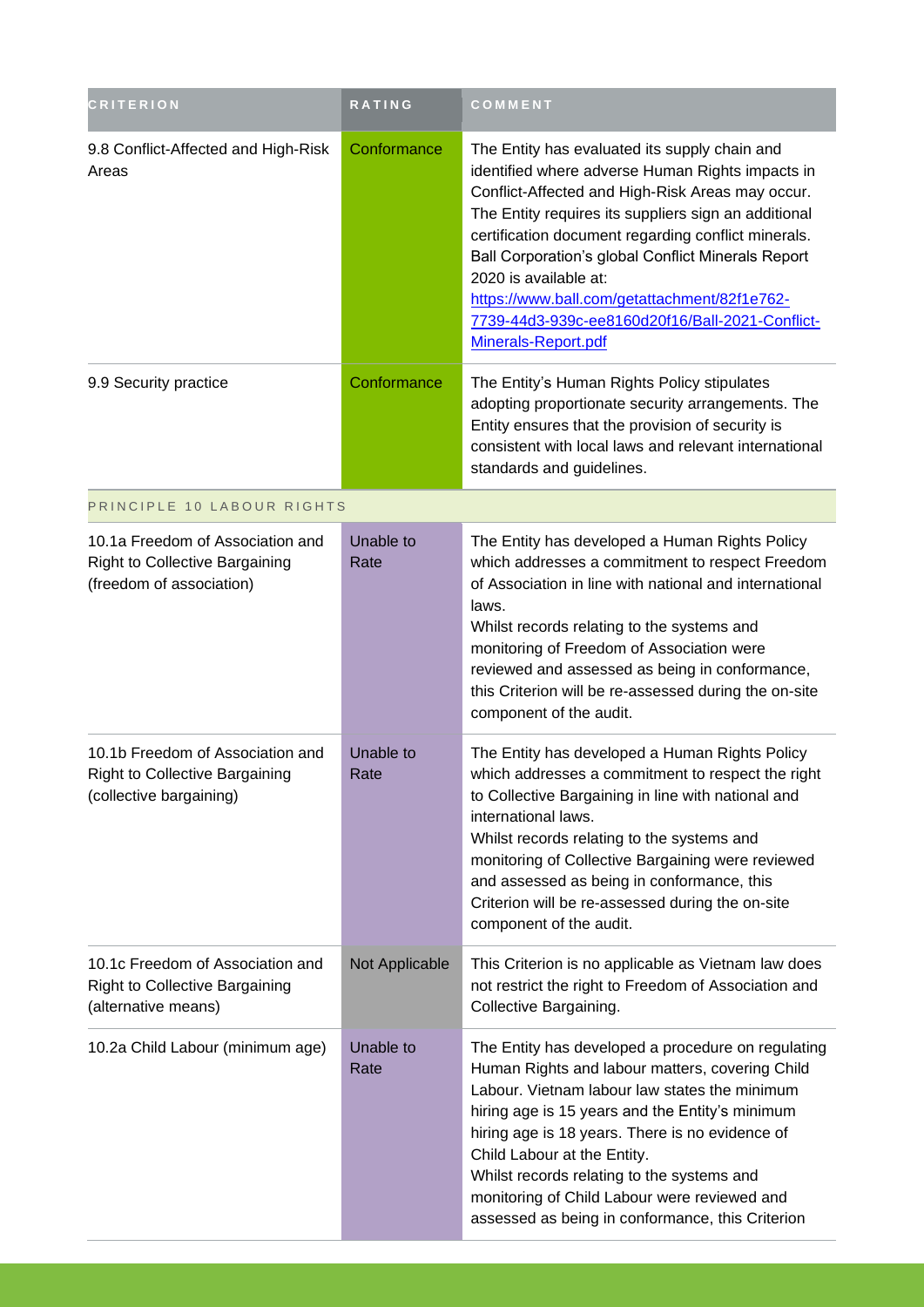| CRITERION | RATING | COMMENT |
| --- | --- | --- |
| 9.8 Conflict-Affected and High-Risk Areas | Conformance | The Entity has evaluated its supply chain and identified where adverse Human Rights impacts in Conflict-Affected and High-Risk Areas may occur. The Entity requires its suppliers sign an additional certification document regarding conflict minerals. Ball Corporation's global Conflict Minerals Report 2020 is available at: [https://www.ball.com/getattachment/82f1e762-7739-44d3-939c-ee8160d20f16/Ball-2021-Conflict-Minerals-Report.pdf](https://www.ball.com/getattachment/82f1e762-7739-44d3-939c-ee8160d20f16/Ball-2021-Conflict-Minerals-Report.pdf) |
| 9.9 Security practice | Conformance | The Entity's Human Rights Policy stipulates adopting proportionate security arrangements. The Entity ensures that the provision of security is consistent with local laws and relevant international standards and guidelines. |
| PRINCIPLE 10 LABOUR RIGHTS | | |
| 10.1a Freedom of Association and Right to Collective Bargaining (freedom of association) | Unable to Rate | The Entity has developed a Human Rights Policy which addresses a commitment to respect Freedom of Association in line with national and international laws.<br>Whilst records relating to the systems and monitoring of Freedom of Association were reviewed and assessed as being in conformance, this Criterion will be re-assessed during the on-site component of the audit. |
| 10.1b Freedom of Association and Right to Collective Bargaining (collective bargaining) | Unable to Rate | The Entity has developed a Human Rights Policy which addresses a commitment to respect the right to Collective Bargaining in line with national and international laws.<br>Whilst records relating to the systems and monitoring of Collective Bargaining were reviewed and assessed as being in conformance, this Criterion will be re-assessed during the on-site component of the audit. |
| 10.1c Freedom of Association and Right to Collective Bargaining (alternative means) | Not Applicable | This Criterion is no applicable as Vietnam law does not restrict the right to Freedom of Association and Collective Bargaining. |
| 10.2a Child Labour (minimum age) | Unable to Rate | The Entity has developed a procedure on regulating Human Rights and labour matters, covering Child Labour. Vietnam labour law states the minimum hiring age is 15 years and the Entity's minimum hiring age is 18 years. There is no evidence of Child Labour at the Entity.<br>Whilst records relating to the systems and monitoring of Child Labour were reviewed and assessed as being in conformance, this Criterion |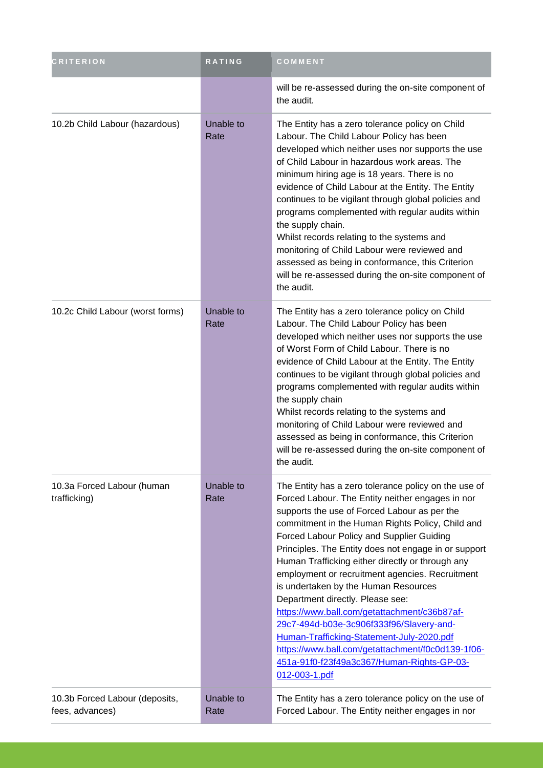| CRITERION | RATING | COMMENT |
|---|---|---|
| | | will be re-assessed during the on-site component of the audit. |
| 10.2b Child Labour (hazardous) | Unable to Rate | The Entity has a zero tolerance policy on Child Labour. The Child Labour Policy has been developed which neither uses nor supports the use of Child Labour in hazardous work areas. The minimum hiring age is 18 years. There is no evidence of Child Labour at the Entity. The Entity continues to be vigilant through global policies and programs complemented with regular audits within the supply chain.<br>Whilst records relating to the systems and monitoring of Child Labour were reviewed and assessed as being in conformance, this Criterion will be re-assessed during the on-site component of the audit. |
| 10.2c Child Labour (worst forms) | Unable to Rate | The Entity has a zero tolerance policy on Child Labour. The Child Labour Policy has been developed which neither uses nor supports the use of Worst Form of Child Labour. There is no evidence of Child Labour at the Entity. The Entity continues to be vigilant through global policies and programs complemented with regular audits within the supply chain<br>Whilst records relating to the systems and monitoring of Child Labour were reviewed and assessed as being in conformance, this Criterion will be re-assessed during the on-site component of the audit. |
| 10.3a Forced Labour (human trafficking) | Unable to Rate | The Entity has a zero tolerance policy on the use of Forced Labour. The Entity neither engages in nor supports the use of Forced Labour as per the commitment in the Human Rights Policy, Child and Forced Labour Policy and Supplier Guiding Principles. The Entity does not engage in or support Human Trafficking either directly or through any employment or recruitment agencies. Recruitment is undertaken by the Human Resources Department directly. Please see:<br>https://www.ball.com/getattachment/c36b87af-29c7-494d-b03e-3c906f333f96/Slavery-and-Human-Trafficking-Statement-July-2020.pdf<br>https://www.ball.com/getattachment/f0c0d139-1f06-451a-91f0-f23f49a3c367/Human-Rights-GP-03-012-003-1.pdf |
| 10.3b Forced Labour (deposits, fees, advances) | Unable to Rate | The Entity has a zero tolerance policy on the use of Forced Labour. The Entity neither engages in nor |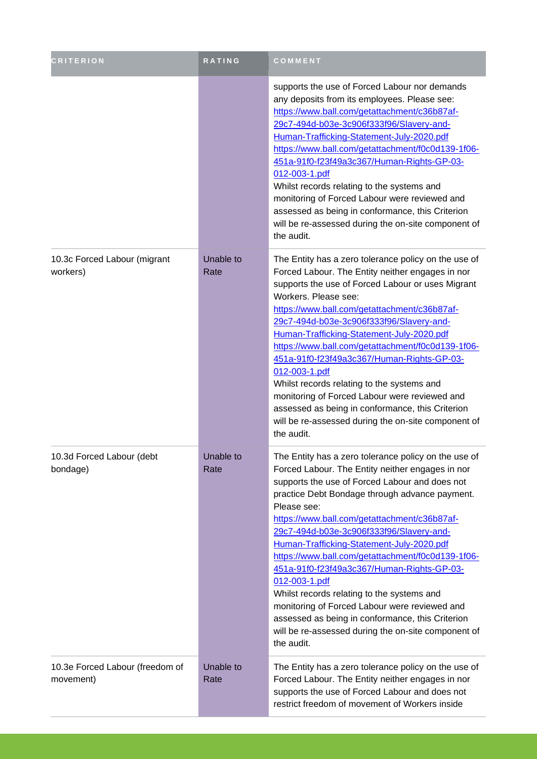| CRITERION | RATING | COMMENT |
| --- | --- | --- |
| | | supports the use of Forced Labour nor demands any deposits from its employees. Please see: https://www.ball.com/getattachment/c36b87af-29c7-494d-b03e-3c906f333f96/Slavery-and-Human-Trafficking-Statement-July-2020.pdf https://www.ball.com/getattachment/f0c0d139-1f06-451a-91f0-f23f49a3c367/Human-Rights-GP-03-012-003-1.pdf Whilst records relating to the systems and monitoring of Forced Labour were reviewed and assessed as being in conformance, this Criterion will be re-assessed during the on-site component of the audit. |
| 10.3c Forced Labour (migrant workers) | Unable to Rate | The Entity has a zero tolerance policy on the use of Forced Labour. The Entity neither engages in nor supports the use of Forced Labour or uses Migrant Workers. Please see: https://www.ball.com/getattachment/c36b87af-29c7-494d-b03e-3c906f333f96/Slavery-and-Human-Trafficking-Statement-July-2020.pdf https://www.ball.com/getattachment/f0c0d139-1f06-451a-91f0-f23f49a3c367/Human-Rights-GP-03-012-003-1.pdf Whilst records relating to the systems and monitoring of Forced Labour were reviewed and assessed as being in conformance, this Criterion will be re-assessed during the on-site component of the audit. |
| 10.3d Forced Labour (debt bondage) | Unable to Rate | The Entity has a zero tolerance policy on the use of Forced Labour. The Entity neither engages in nor supports the use of Forced Labour and does not practice Debt Bondage through advance payment. Please see: https://www.ball.com/getattachment/c36b87af-29c7-494d-b03e-3c906f333f96/Slavery-and-Human-Trafficking-Statement-July-2020.pdf https://www.ball.com/getattachment/f0c0d139-1f06-451a-91f0-f23f49a3c367/Human-Rights-GP-03-012-003-1.pdf Whilst records relating to the systems and monitoring of Forced Labour were reviewed and assessed as being in conformance, this Criterion will be re-assessed during the on-site component of the audit. |
| 10.3e Forced Labour (freedom of movement) | Unable to Rate | The Entity has a zero tolerance policy on the use of Forced Labour. The Entity neither engages in nor supports the use of Forced Labour and does not restrict freedom of movement of Workers inside |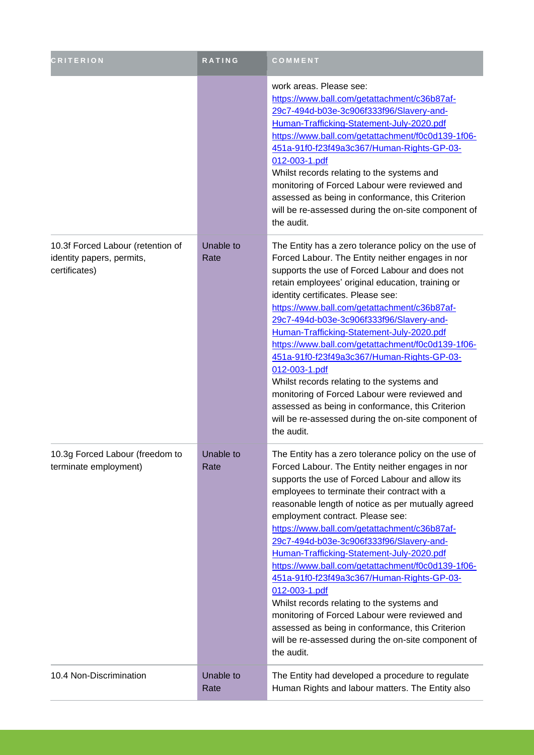| CRITERION | RATING | COMMENT |
|---|---|---|
| | | work areas. Please see: https://www.ball.com/getattachment/c36b87af-29c7-494d-b03e-3c906f333f96/Slavery-and-Human-Trafficking-Statement-July-2020.pdf https://www.ball.com/getattachment/f0c0d139-1f06-451a-91f0-f23f49a3c367/Human-Rights-GP-03-012-003-1.pdf Whilst records relating to the systems and monitoring of Forced Labour were reviewed and assessed as being in conformance, this Criterion will be re-assessed during the on-site component of the audit. |
| 10.3f Forced Labour (retention of identity papers, permits, certificates) | Unable to Rate | The Entity has a zero tolerance policy on the use of Forced Labour. The Entity neither engages in nor supports the use of Forced Labour and does not retain employees' original education, training or identity certificates. Please see: https://www.ball.com/getattachment/c36b87af-29c7-494d-b03e-3c906f333f96/Slavery-and-Human-Trafficking-Statement-July-2020.pdf https://www.ball.com/getattachment/f0c0d139-1f06-451a-91f0-f23f49a3c367/Human-Rights-GP-03-012-003-1.pdf Whilst records relating to the systems and monitoring of Forced Labour were reviewed and assessed as being in conformance, this Criterion will be re-assessed during the on-site component of the audit. |
| 10.3g Forced Labour (freedom to terminate employment) | Unable to Rate | The Entity has a zero tolerance policy on the use of Forced Labour. The Entity neither engages in nor supports the use of Forced Labour and allow its employees to terminate their contract with a reasonable length of notice as per mutually agreed employment contract. Please see: https://www.ball.com/getattachment/c36b87af-29c7-494d-b03e-3c906f333f96/Slavery-and-Human-Trafficking-Statement-July-2020.pdf https://www.ball.com/getattachment/f0c0d139-1f06-451a-91f0-f23f49a3c367/Human-Rights-GP-03-012-003-1.pdf Whilst records relating to the systems and monitoring of Forced Labour were reviewed and assessed as being in conformance, this Criterion will be re-assessed during the on-site component of the audit. |
| 10.4 Non-Discrimination | Unable to Rate | The Entity had developed a procedure to regulate Human Rights and labour matters. The Entity also |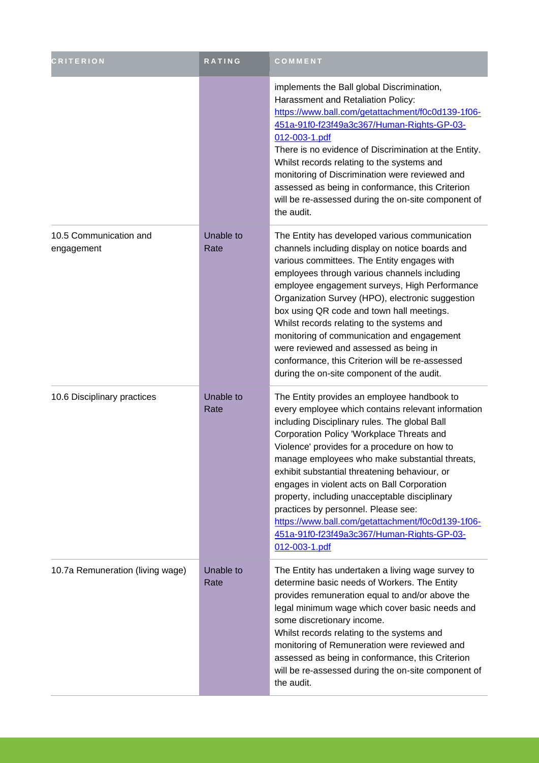| CRITERION | RATING | COMMENT |
|---|---|---|
| | | implements the Ball global Discrimination, Harassment and Retaliation Policy: https://www.ball.com/getattachment/f0c0d139-1f06-451a-91f0-f23f49a3c367/Human-Rights-GP-03-012-003-1.pdf There is no evidence of Discrimination at the Entity. Whilst records relating to the systems and monitoring of Discrimination were reviewed and assessed as being in conformance, this Criterion will be re-assessed during the on-site component of the audit. |
| 10.5 Communication and engagement | Unable to Rate | The Entity has developed various communication channels including display on notice boards and various committees. The Entity engages with employees through various channels including employee engagement surveys, High Performance Organization Survey (HPO), electronic suggestion box using QR code and town hall meetings. Whilst records relating to the systems and monitoring of communication and engagement were reviewed and assessed as being in conformance, this Criterion will be re-assessed during the on-site component of the audit. |
| 10.6 Disciplinary practices | Unable to Rate | The Entity provides an employee handbook to every employee which contains relevant information including Disciplinary rules. The global Ball Corporation Policy 'Workplace Threats and Violence' provides for a procedure on how to manage employees who make substantial threats, exhibit substantial threatening behaviour, or engages in violent acts on Ball Corporation property, including unacceptable disciplinary practices by personnel. Please see: https://www.ball.com/getattachment/f0c0d139-1f06-451a-91f0-f23f49a3c367/Human-Rights-GP-03-012-003-1.pdf |
| 10.7a Remuneration (living wage) | Unable to Rate | The Entity has undertaken a living wage survey to determine basic needs of Workers. The Entity provides remuneration equal to and/or above the legal minimum wage which cover basic needs and some discretionary income. Whilst records relating to the systems and monitoring of Remuneration were reviewed and assessed as being in conformance, this Criterion will be re-assessed during the on-site component of the audit. |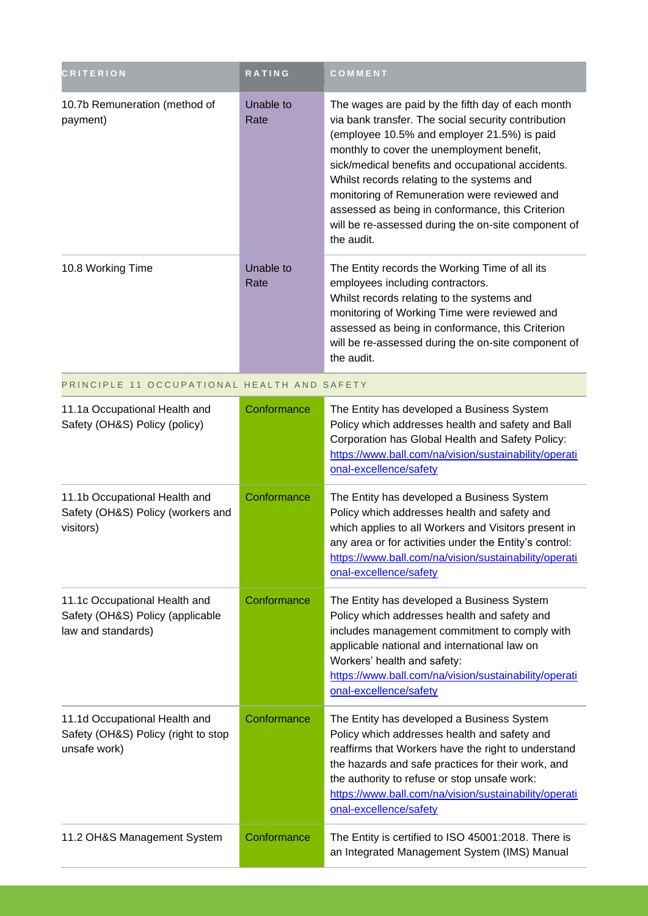| CRITERION | RATING | COMMENT |
|---|---|---|
| 10.7b Remuneration (method of payment) | Unable to Rate | The wages are paid by the fifth day of each month via bank transfer. The social security contribution (employee 10.5% and employer 21.5%) is paid monthly to cover the unemployment benefit, sick/medical benefits and occupational accidents. Whilst records relating to the systems and monitoring of Remuneration were reviewed and assessed as being in conformance, this Criterion will be re-assessed during the on-site component of the audit. |
| 10.8 Working Time | Unable to Rate | The Entity records the Working Time of all its employees including contractors. Whilst records relating to the systems and monitoring of Working Time were reviewed and assessed as being in conformance, this Criterion will be re-assessed during the on-site component of the audit. |
| PRINCIPLE 11 OCCUPATIONAL HEALTH AND SAFETY | | |
| 11.1a Occupational Health and Safety (OH&S) Policy (policy) | Conformance | The Entity has developed a Business System Policy which addresses health and safety and Ball Corporation has Global Health and Safety Policy: https://www.ball.com/na/vision/sustainability/operational-excellence/safety |
| 11.1b Occupational Health and Safety (OH&S) Policy (workers and visitors) | Conformance | The Entity has developed a Business System Policy which addresses health and safety and which applies to all Workers and Visitors present in any area or for activities under the Entity's control: https://www.ball.com/na/vision/sustainability/operational-excellence/safety |
| 11.1c Occupational Health and Safety (OH&S) Policy (applicable law and standards) | Conformance | The Entity has developed a Business System Policy which addresses health and safety and includes management commitment to comply with applicable national and international law on Workers' health and safety: https://www.ball.com/na/vision/sustainability/operational-excellence/safety |
| 11.1d Occupational Health and Safety (OH&S) Policy (right to stop unsafe work) | Conformance | The Entity has developed a Business System Policy which addresses health and safety and reaffirms that Workers have the right to understand the hazards and safe practices for their work, and the authority to refuse or stop unsafe work: https://www.ball.com/na/vision/sustainability/operational-excellence/safety |
| 11.2 OH&S Management System | Conformance | The Entity is certified to ISO 45001:2018. There is an Integrated Management System (IMS) Manual |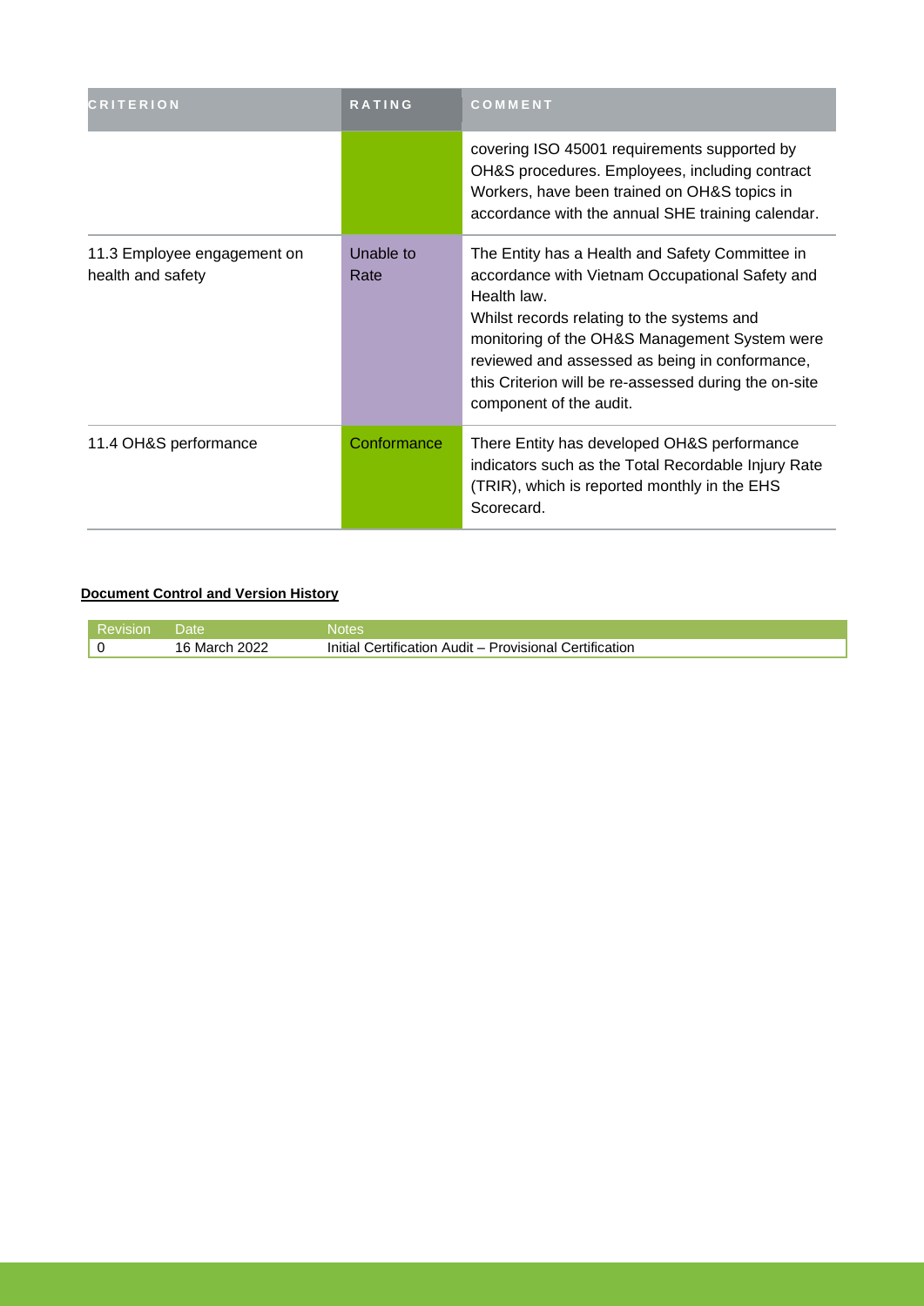| CRITERION | RATING | COMMENT |
| --- | --- | --- |
| | | covering ISO 45001 requirements supported by OH&S procedures. Employees, including contract Workers, have been trained on OH&S topics in accordance with the annual SHE training calendar. |
| 11.3 Employee engagement on health and safety | Unable to Rate | The Entity has a Health and Safety Committee in accordance with Vietnam Occupational Safety and Health law.<br>Whilst records relating to the systems and monitoring of the OH&S Management System were reviewed and assessed as being in conformance, this Criterion will be re-assessed during the on-site component of the audit. |
| 11.4 OH&S performance | Conformance | There Entity has developed OH&S performance indicators such as the Total Recordable Injury Rate (TRIR), which is reported monthly in the EHS Scorecard. |

**Document Control and Version History**

| Revision | Date | Notes |
| --- | --- | --- |
| 0 | 16 March 2022 | Initial Certification Audit – Provisional Certification |